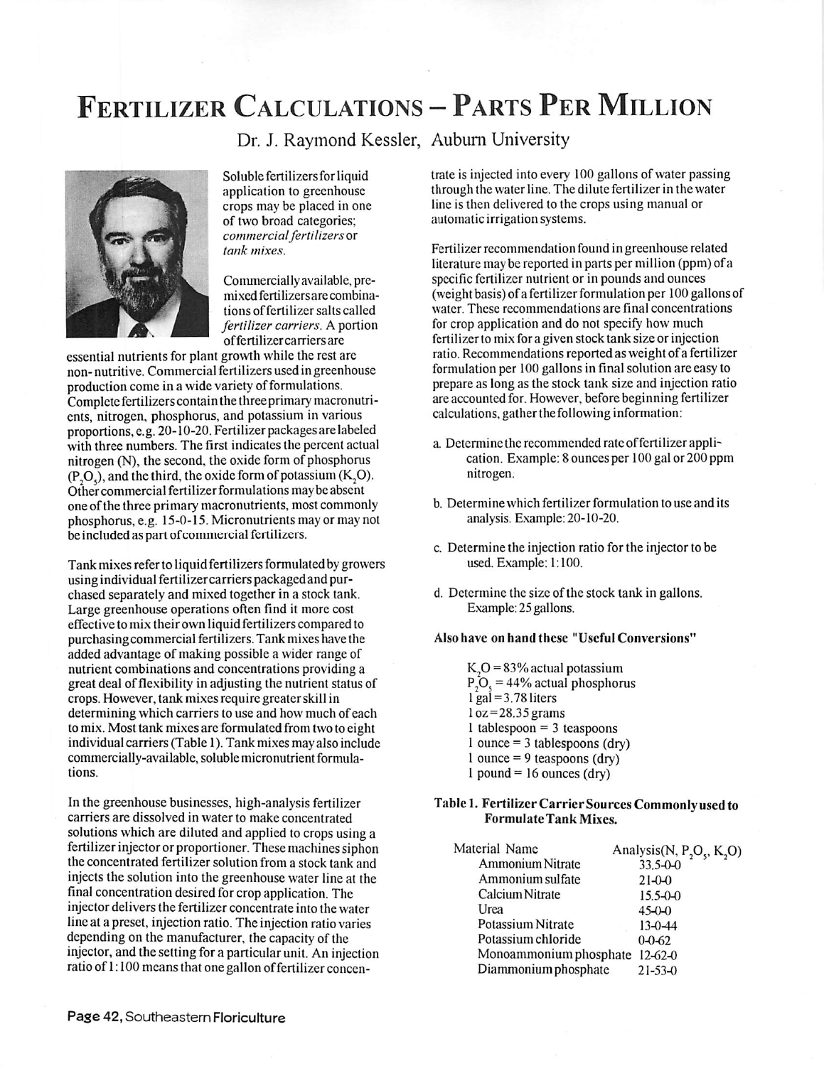# Fertilizer Calculations – Parts Per Million

Dr. J. Raymond Kessler, Auburn University

Soluble fertilizers for liquid application to greenhouse crops may be placed in one of two broad categories; *commercial fertilizers* or *tank mixes*.

Commercially available, premixed fertilizers are combinations of fertilizer salts called *fertilizer carriers*. A portion of fertilizer carriers are essential nutrients for plant growth while the rest are non-nutritive. Commercial fertilizers used in greenhouse production come in a wide variety of formulations. Complete fertilizers contain the three primary macronutrients, nitrogen, phosphorus, and potassium in various proportions, e.g. 20-10-20. Fertilizer packages are labeled with three numbers. The first indicates the percent actual nitrogen (N), the second, the oxide form of phosphorus ($P_2O_5$), and the third, the oxide form of potassium ($K_2O$). Other commercial fertilizer formulations may be absent one of the three primary macronutrients, most commonly phosphorus, e.g. 15-0-15. Micronutrients may or may not be included as part of commercial fertilizers.

Tank mixes refer to liquid fertilizers formulated by growers using individual fertilizer carriers packaged and purchased separately and mixed together in a stock tank. Large greenhouse operations often find it more cost effective to mix their own liquid fertilizers compared to purchasing commercial fertilizers. Tank mixes have the added advantage of making possible a wider range of nutrient combinations and concentrations providing a great deal of flexibility in adjusting the nutrient status of crops. However, tank mixes require greater skill in determining which carriers to use and how much of each to mix. Most tank mixes are formulated from two to eight individual carriers (Table 1). Tank mixes may also include commercially-available, soluble micronutrient formulations.

In the greenhouse businesses, high-analysis fertilizer carriers are dissolved in water to make concentrated solutions which are diluted and applied to crops using a fertilizer injector or proportioner. These machines siphon the concentrated fertilizer solution from a stock tank and injects the solution into the greenhouse water line at the final concentration desired for crop application. The injector delivers the fertilizer concentrate into the water line at a preset, injection ratio. The injection ratio varies depending on the manufacturer, the capacity of the injector, and the setting for a particular unit. An injection ratio of 1:100 means that one gallon of fertilizer concentrate is injected into every 100 gallons of water passing through the water line. The dilute fertilizer in the water line is then delivered to the crops using manual or automatic irrigation systems.

Fertilizer recommendation found in greenhouse related literature may be reported in parts per million (ppm) of a specific fertilizer nutrient or in pounds and ounces (weight basis) of a fertilizer formulation per 100 gallons of water. These recommendations are final concentrations for crop application and do not specify how much fertilizer to mix for a given stock tank size or injection ratio. Recommendations reported as weight of a fertilizer formulation per 100 gallons in final solution are easy to prepare as long as the stock tank size and injection ratio are accounted for. However, before beginning fertilizer calculations, gather the following information:

a. Determine the recommended rate of fertilizer application. Example: 8 ounces per 100 gal or 200 ppm nitrogen.

b. Determine which fertilizer formulation to use and its analysis. Example: 20-10-20.

c. Determine the injection ratio for the injector to be used. Example: 1:100.

d. Determine the size of the stock tank in gallons. Example: 25 gallons.

**Also have on hand these "Useful Conversions"**

- $K_2O$ = 83% actual potassium
- $P_2O_5$ = 44% actual phosphorus
- 1 gal = 3.78 liters
- 1 oz = 28.35 grams
- 1 tablespoon = 3 teaspoons
- 1 ounce = 3 tablespoons (dry)
- 1 ounce = 9 teaspoons (dry)
- 1 pound = 16 ounces (dry)

**Table 1. Fertilizer Carrier Sources Commonly used to Formulate Tank Mixes.**

| Material Name | Analysis(N, $P_2O_5$, $K_2O$) |
|---|---|
| Ammonium Nitrate | 33.5-0-0 |
| Ammonium sulfate | 21-0-0 |
| Calcium Nitrate | 15.5-0-0 |
| Urea | 45-0-0 |
| Potassium Nitrate | 13-0-44 |
| Potassium chloride | 0-0-62 |
| Monoammonium phosphate | 12-62-0 |
| Diammonium phosphate | 21-53-0 |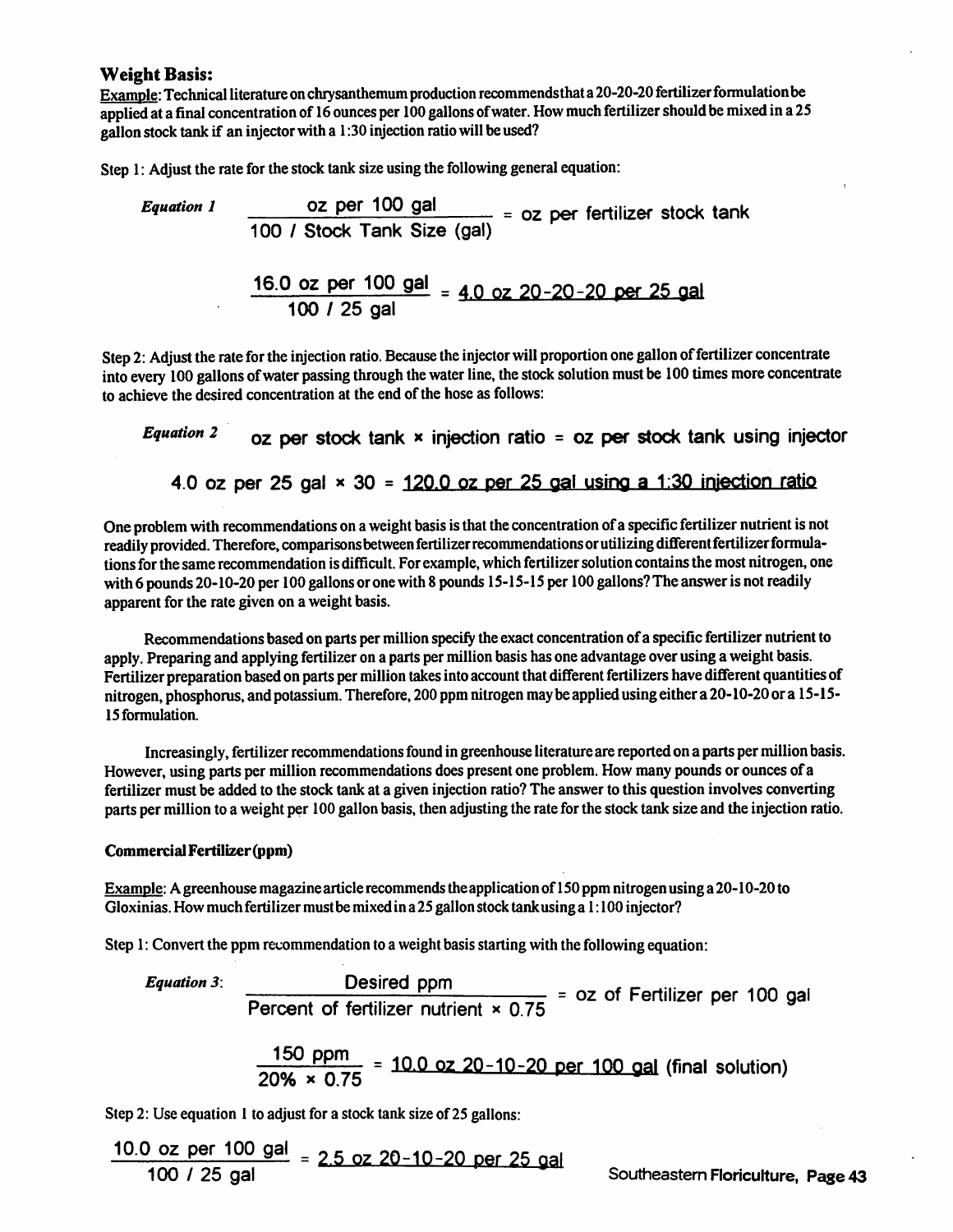### Weight Basis:

Example: Technical literature on chrysanthemum production recommends that a 20-20-20 fertilizer formulation be applied at a final concentration of 16 ounces per 100 gallons of water. How much fertilizer should be mixed in a 25 gallon stock tank if an injector with a 1:30 injection ratio will be used?

Step 1: Adjust the rate for the stock tank size using the following general equation:

*Equation 1*

$$\frac{\text{oz per 100 gal}}{100 \text{ / Stock Tank Size (gal)}} = \text{oz per fertilizer stock tank}$$

$$\frac{\text{16.0 oz per 100 gal}}{100 \text{ / 25 gal}} = \underline{\text{4.0 oz 20-20-20 per 25 gal}}$$

Step 2: Adjust the rate for the injection ratio. Because the injector will proportion one gallon of fertilizer concentrate into every 100 gallons of water passing through the water line, the stock solution must be 100 times more concentrate to achieve the desired concentration at the end of the hose as follows:

*Equation 2*

$$\text{oz per stock tank} \times \text{injection ratio} = \text{oz per stock tank using injector}$$

$$\text{4.0 oz per 25 gal} \times 30 = \underline{\text{120.0 oz per 25 gal using a 1:30 injection ratio}}$$

One problem with recommendations on a weight basis is that the concentration of a specific fertilizer nutrient is not readily provided. Therefore, comparisons between fertilizer recommendations or utilizing different fertilizer formulations for the same recommendation is difficult. For example, which fertilizer solution contains the most nitrogen, one with 6 pounds 20-10-20 per 100 gallons or one with 8 pounds 15-15-15 per 100 gallons? The answer is not readily apparent for the rate given on a weight basis.

Recommendations based on parts per million specify the exact concentration of a specific fertilizer nutrient to apply. Preparing and applying fertilizer on a parts per million basis has one advantage over using a weight basis. Fertilizer preparation based on parts per million takes into account that different fertilizers have different quantities of nitrogen, phosphorus, and potassium. Therefore, 200 ppm nitrogen may be applied using either a 20-10-20 or a 15-15-15 formulation.

Increasingly, fertilizer recommendations found in greenhouse literature are reported on a parts per million basis. However, using parts per million recommendations does present one problem. How many pounds or ounces of a fertilizer must be added to the stock tank at a given injection ratio? The answer to this question involves converting parts per million to a weight per 100 gallon basis, then adjusting the rate for the stock tank size and the injection ratio.

#### Commercial Fertilizer (ppm)

Example: A greenhouse magazine article recommends the application of 150 ppm nitrogen using a 20-10-20 to Gloxinias. How much fertilizer must be mixed in a 25 gallon stock tank using a 1:100 injector?

Step 1: Convert the ppm recommendation to a weight basis starting with the following equation:

*Equation 3*:

$$\frac{\text{Desired ppm}}{\text{Percent of fertilizer nutrient} \times 0.75} = \text{oz of Fertilizer per 100 gal}$$

$$\frac{\text{150 ppm}}{20\% \times 0.75} = \underline{\text{10.0 oz 20-10-20 per 100 gal}} \text{ (final solution)}$$

Step 2: Use equation 1 to adjust for a stock tank size of 25 gallons:

$$\frac{\text{10.0 oz per 100 gal}}{100 \text{ / 25 gal}} = \underline{\text{2.5 oz 20-10-20 per 25 gal}}$$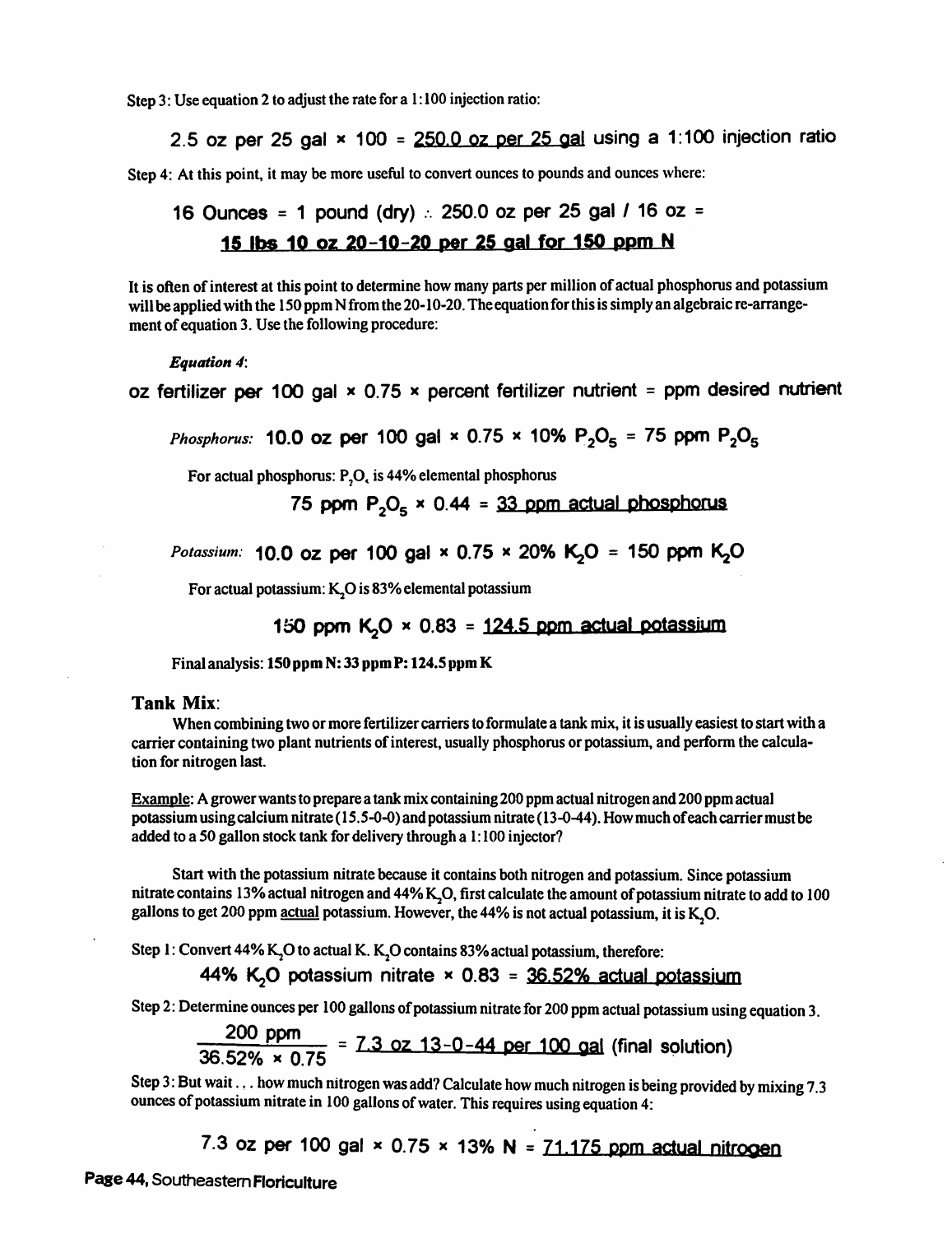Step 3: Use equation 2 to adjust the rate for a 1:100 injection ratio:

$$2.5 \text{ oz per 25 gal} \times 100 = \underline{250.0 \text{ oz per 25 gal}} \text{ using a 1:100 injection ratio}$$

Step 4: At this point, it may be more useful to convert ounces to pounds and ounces where:

$$16 \text{ Ounces} = 1 \text{ pound (dry)} \therefore 250.0 \text{ oz per 25 gal} / 16 \text{ oz} =$$

**<u>15 lbs 10 oz 20-10-20 per 25 gal for 150 ppm N</u>**

It is often of interest at this point to determine how many parts per million of actual phosphorus and potassium will be applied with the 150 ppm N from the 20-10-20. The equation for this is simply an algebraic re-arrangement of equation 3. Use the following procedure:

***Equation 4*:**

$$\text{oz fertilizer per 100 gal} \times 0.75 \times \text{percent fertilizer nutrient} = \text{ppm desired nutrient}$$

*Phosphorus:* $10.0 \text{ oz per 100 gal} \times 0.75 \times 10\% \; P_2O_5 = 75 \text{ ppm } P_2O_5$

For actual phosphorus: $P_2O_5$ is 44% elemental phosphorus

$$75 \text{ ppm } P_2O_5 \times 0.44 = \underline{33 \text{ ppm actual phosphorus}}$$

*Potassium:* $10.0 \text{ oz per 100 gal} \times 0.75 \times 20\% \; K_2O = 150 \text{ ppm } K_2O$

For actual potassium: $K_2O$ is 83% elemental potassium

$$150 \text{ ppm } K_2O \times 0.83 = \underline{124.5 \text{ ppm actual potassium}}$$

Final analysis: **150 ppm N: 33 ppm P: 124.5 ppm K**

## Tank Mix:

When combining two or more fertilizer carriers to formulate a tank mix, it is usually easiest to start with a carrier containing two plant nutrients of interest, usually phosphorus or potassium, and perform the calculation for nitrogen last.

<u>Example</u>: A grower wants to prepare a tank mix containing 200 ppm actual nitrogen and 200 ppm actual potassium using calcium nitrate (15.5-0-0) and potassium nitrate (13-0-44). How much of each carrier must be added to a 50 gallon stock tank for delivery through a 1:100 injector?

Start with the potassium nitrate because it contains both nitrogen and potassium. Since potassium nitrate contains 13% actual nitrogen and 44% $K_2O$, first calculate the amount of potassium nitrate to add to 100 gallons to get 200 ppm <u>actual</u> potassium. However, the 44% is not actual potassium, it is $K_2O$.

Step 1: Convert 44% $K_2O$ to actual K. $K_2O$ contains 83% actual potassium, therefore:

$$44\% \; K_2O \text{ potassium nitrate} \times 0.83 = \underline{36.52\% \text{ actual potassium}}$$

Step 2: Determine ounces per 100 gallons of potassium nitrate for 200 ppm actual potassium using equation 3.

$$\frac{200 \text{ ppm}}{36.52\% \times 0.75} = \underline{7.3 \text{ oz 13-0-44 per 100 gal}} \text{ (final solution)}$$

Step 3: But wait... how much nitrogen was add? Calculate how much nitrogen is being provided by mixing 7.3 ounces of potassium nitrate in 100 gallons of water. This requires using equation 4:

$$7.3 \text{ oz per 100 gal} \times 0.75 \times 13\% \text{ N} = \underline{71.175 \text{ ppm actual nitrogen}}$$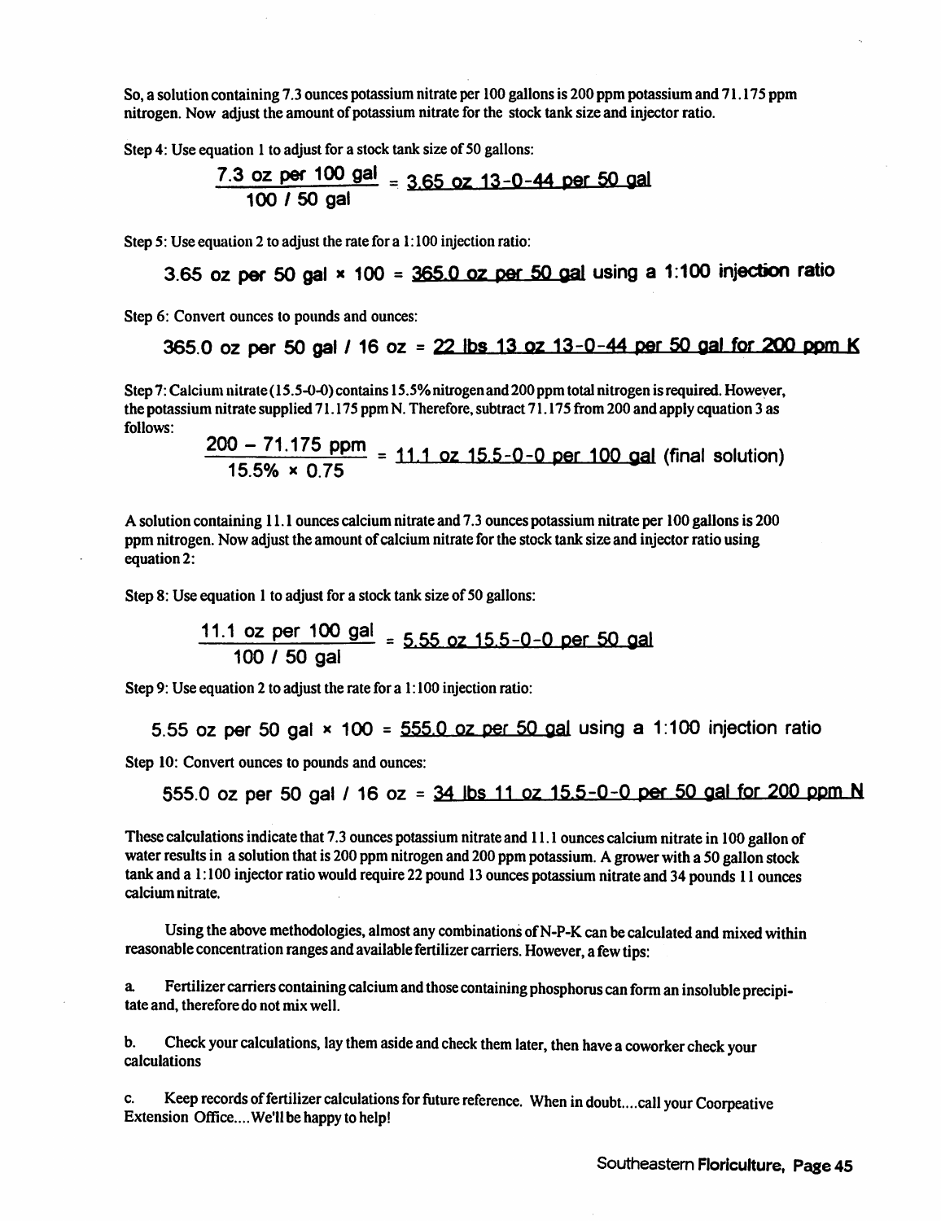So, a solution containing 7.3 ounces potassium nitrate per 100 gallons is 200 ppm potassium and 71.175 ppm nitrogen. Now adjust the amount of potassium nitrate for the stock tank size and injector ratio.

Step 4: Use equation 1 to adjust for a stock tank size of 50 gallons:

$$\frac{7.3 \text{ oz per } 100 \text{ gal}}{100 \,/\, 50 \text{ gal}} = \underline{3.65 \text{ oz } 13\text{-}0\text{-}44 \text{ per } 50 \text{ gal}}$$

Step 5: Use equation 2 to adjust the rate for a 1:100 injection ratio:

$$3.65 \text{ oz per } 50 \text{ gal} \times 100 = \underline{365.0 \text{ oz per } 50 \text{ gal}} \text{ using a } 1{:}100 \text{ injection ratio}$$

Step 6: Convert ounces to pounds and ounces:

$$365.0 \text{ oz per } 50 \text{ gal} \,/\, 16 \text{ oz} = \underline{22 \text{ lbs } 13 \text{ oz } 13\text{-}0\text{-}44 \text{ per } 50 \text{ gal for } 200 \text{ ppm K}}$$

Step 7: Calcium nitrate (15.5-0-0) contains 15.5% nitrogen and 200 ppm total nitrogen is required. However, the potassium nitrate supplied 71.175 ppm N. Therefore, subtract 71.175 from 200 and apply equation 3 as follows:

$$\frac{200 - 71.175 \text{ ppm}}{15.5\% \times 0.75} = \underline{11.1 \text{ oz } 15.5\text{-}0\text{-}0 \text{ per } 100 \text{ gal}} \text{ (final solution)}$$

A solution containing 11.1 ounces calcium nitrate and 7.3 ounces potassium nitrate per 100 gallons is 200 ppm nitrogen. Now adjust the amount of calcium nitrate for the stock tank size and injector ratio using equation 2:

Step 8: Use equation 1 to adjust for a stock tank size of 50 gallons:

$$\frac{11.1 \text{ oz per } 100 \text{ gal}}{100 \,/\, 50 \text{ gal}} = \underline{5.55 \text{ oz } 15.5\text{-}0\text{-}0 \text{ per } 50 \text{ gal}}$$

Step 9: Use equation 2 to adjust the rate for a 1:100 injection ratio:

$$5.55 \text{ oz per } 50 \text{ gal} \times 100 = \underline{555.0 \text{ oz per } 50 \text{ gal}} \text{ using a } 1{:}100 \text{ injection ratio}$$

Step 10: Convert ounces to pounds and ounces:

$$555.0 \text{ oz per } 50 \text{ gal} \,/\, 16 \text{ oz} = \underline{34 \text{ lbs } 11 \text{ oz } 15.5\text{-}0\text{-}0 \text{ per } 50 \text{ gal for } 200 \text{ ppm N}}$$

These calculations indicate that 7.3 ounces potassium nitrate and 11.1 ounces calcium nitrate in 100 gallon of water results in a solution that is 200 ppm nitrogen and 200 ppm potassium. A grower with a 50 gallon stock tank and a 1:100 injector ratio would require 22 pound 13 ounces potassium nitrate and 34 pounds 11 ounces calcium nitrate.

Using the above methodologies, almost any combinations of N-P-K can be calculated and mixed within reasonable concentration ranges and available fertilizer carriers. However, a few tips:

a. Fertilizer carriers containing calcium and those containing phosphorus can form an insoluble precipitate and, therefore do not mix well.

b. Check your calculations, lay them aside and check them later, then have a coworker check your calculations

c. Keep records of fertilizer calculations for future reference. When in doubt....call your Coorpeative Extension Office....We'll be happy to help!